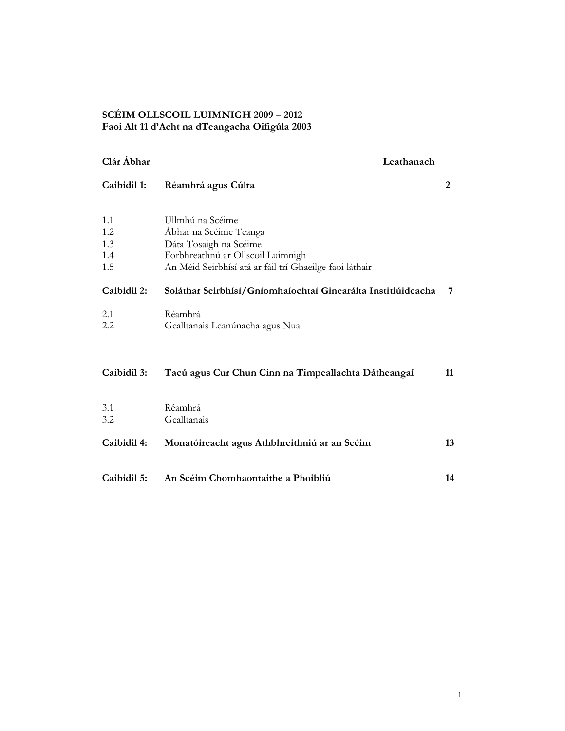**SCÉIM OLLSCOIL LUIMNIGH 2009 – 2012**
**Faoi Alt 11 d'Acht na dTeangacha Oifigúla 2003**

| **Clár Ábhar** | | **Leathanach** |
|---|---|---|
| **Caibidil 1:** | **Réamhrá agus Cúlra** | **2** |
| 1.1 | Ullmhú na Scéime | |
| 1.2 | Ábhar na Scéime Teanga | |
| 1.3 | Dáta Tosaigh na Scéime | |
| 1.4 | Forbhreathnú ar Ollscoil Luimnigh | |
| 1.5 | An Méid Seirbhísí atá ar fáil trí Ghaeilge faoi láthair | |
| **Caibidil 2:** | **Soláthar Seirbhísí/Gníomhaíochtaí Ginearálta Institiúideacha** | **7** |
| 2.1 | Réamhrá | |
| 2.2 | Gealltanais Leanúnacha agus Nua | |
| **Caibidil 3:** | **Tacú agus Cur Chun Cinn na Timpeallachta Dátheangaí** | **11** |
| 3.1 | Réamhrá | |
| 3.2 | Gealltanais | |
| **Caibidil 4:** | **Monatóireacht agus Athbhreithniú ar an Scéim** | **13** |
| **Caibidil 5:** | **An Scéim Chomhaontaithe a Phoibliú** | **14** |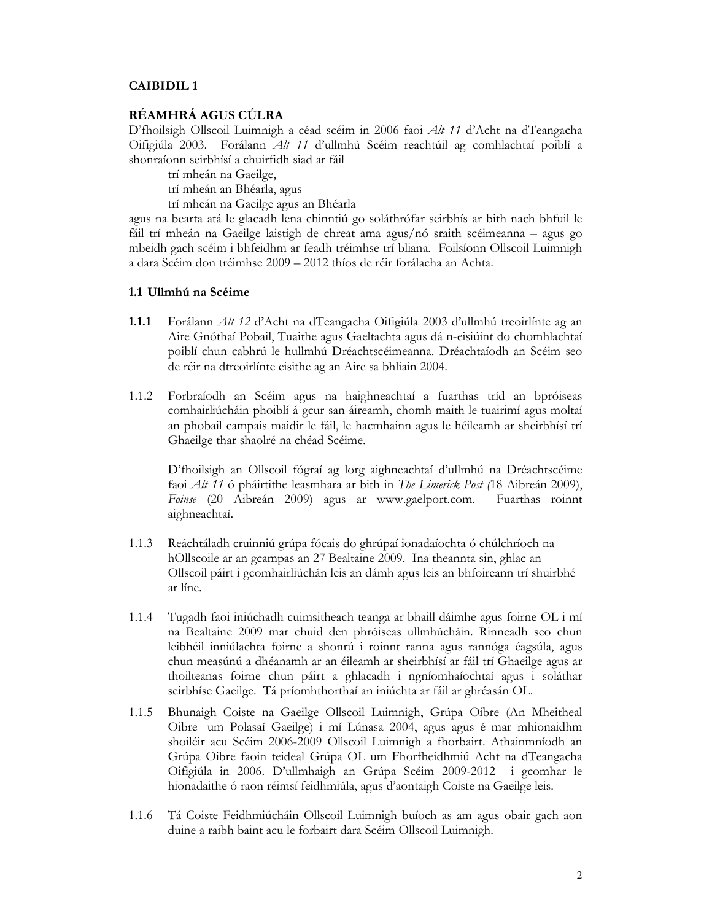# CAIBIDIL 1

## RÉAMHRÁ AGUS CÚLRA

D'fhoilsigh Ollscoil Luimnigh a céad scéim in 2006 faoi *Alt 11* d'Acht na dTeangacha Oifigiúla 2003. Forálann *Alt 11* d'ullmhú Scéim reachtúil ag comhlachtaí poiblí a shonraíonn seirbhísí a chuirfidh siad ar fáil

trí mheán na Gaeilge,
trí mheán an Bhéarla, agus
trí mheán na Gaeilge agus an Bhéarla

agus na bearta atá le glacadh lena chinntiú go soláthrófar seirbhís ar bith nach bhfuil le fáil trí mheán na Gaeilge laistigh de chreat ama agus/nó sraith scéimeanna – agus go mbeidh gach scéim i bhfeidhm ar feadh tréimhse trí bliana. Foilsíonn Ollscoil Luimnigh a dara Scéim don tréimhse 2009 – 2012 thíos de réir forálacha an Achta.

### 1.1 Ullmhú na Scéime

**1.1.1** Forálann *Alt 12* d'Acht na dTeangacha Oifigiúla 2003 d'ullmhú treoirlínte ag an Aire Gnóthaí Pobail, Tuaithe agus Gaeltachta agus dá n-eisiúint do chomhlachtaí poiblí chun cabhrú le hullmhú Dréachtscéimeanna. Dréachtaíodh an Scéim seo de réir na dtreoirlínte eisithe ag an Aire sa bhliain 2004.

1.1.2 Forbraíodh an Scéim agus na haighneachtaí a fuarthas tríd an bpróiseas comhairliúcháin phoiblí á gcur san áireamh, chomh maith le tuairimí agus moltaí an phobail campais maidir le fáil, le hacmhainn agus le héileamh ar sheirbhísí trí Ghaeilge thar shaolré na chéad Scéime.

D'fhoilsigh an Ollscoil fógraí ag lorg aighneachtaí d'ullmhú na Dréachtscéime faoi *Alt 11* ó pháirtithe leasmhara ar bith in *The Limerick Post* (18 Aibreán 2009), *Foinse* (20 Aibreán 2009) agus ar www.gaelport.com. Fuarthas roinnt aighneachtaí.

1.1.3 Reáchtáladh cruinniú grúpa fócais do ghrúpaí ionadaíochta ó chúlchríoch na hOllscoile ar an gcampas an 27 Bealtaine 2009. Ina theannta sin, ghlac an Ollscoil páirt i gcomhairliúchán leis an dámh agus leis an bhfoireann trí shuirbhé ar líne.

1.1.4 Tugadh faoi iniúchadh cuimsitheach teanga ar bhaill dáimhe agus foirne OL i mí na Bealtaine 2009 mar chuid den phróiseas ullmhúcháin. Rinneadh seo chun leibhéil inniúlachta foirne a shonrú i roinnt ranna agus rannóga éagsúla, agus chun measúnú a dhéanamh ar an éileamh ar sheirbhísí ar fáil trí Ghaeilge agus ar thoilteanas foirne chun páirt a ghlacadh i ngníomhaíochtaí agus i soláthar seirbhíse Gaeilge. Tá príomhthorthaí an iniúchta ar fáil ar ghréasán OL.

1.1.5 Bhunaigh Coiste na Gaeilge Ollscoil Luimnigh, Grúpa Oibre (An Mheitheal Oibre um Polasaí Gaeilge) i mí Lúnasa 2004, agus agus é mar mhionaidhm shoiléir acu Scéim 2006-2009 Ollscoil Luimnigh a fhorbairt. Athainmníodh an Grúpa Oibre faoin teideal Grúpa OL um Fhorfheidhmiú Acht na dTeangacha Oifigiúla in 2006. D'ullmhaigh an Grúpa Scéim 2009-2012 i gcomhar le hionadaithe ó raon réimsí feidhmiúla, agus d'aontaigh Coiste na Gaeilge leis.

1.1.6 Tá Coiste Feidhmiúcháin Ollscoil Luimnigh buíoch as am agus obair gach aon duine a raibh baint acu le forbairt dara Scéim Ollscoil Luimnigh.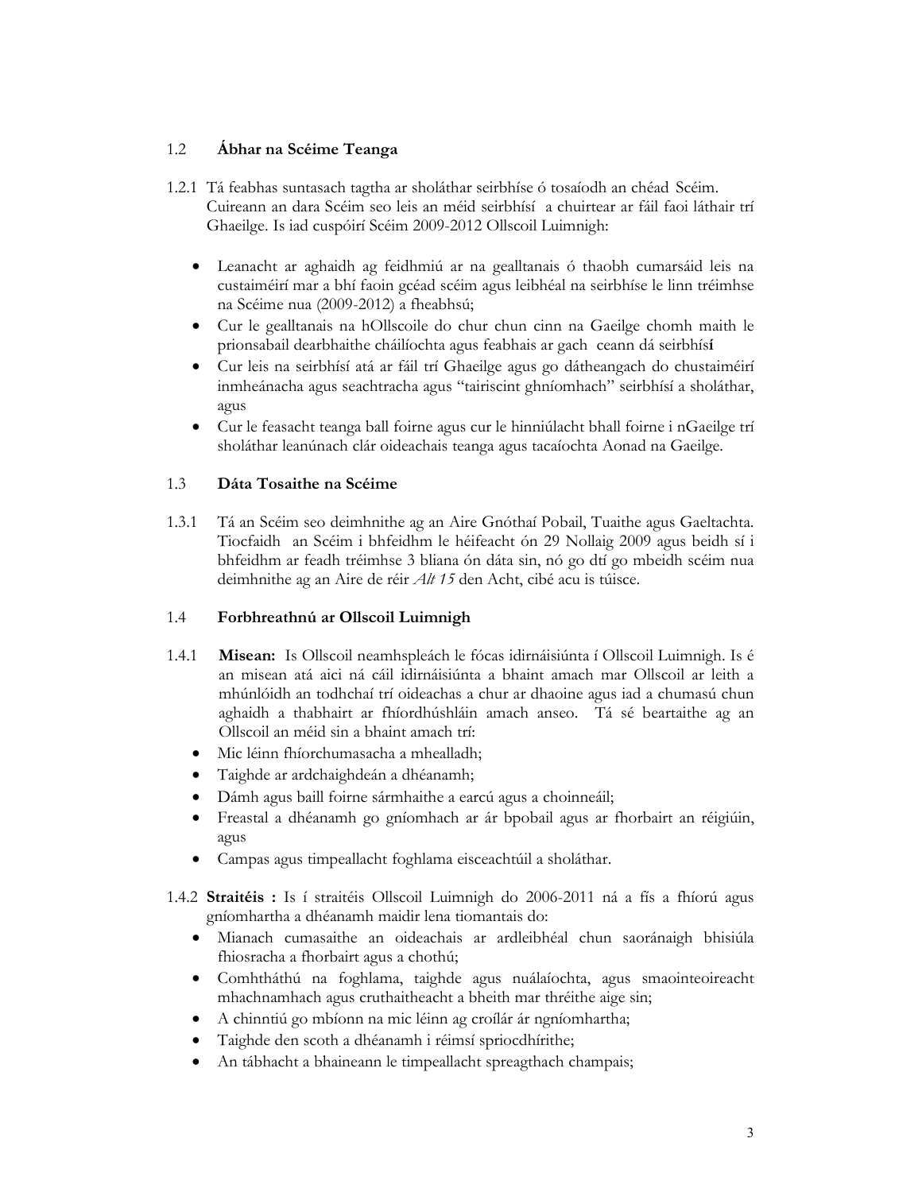## 1.2 Ábhar na Scéime Teanga

1.2.1 Tá feabhas suntasach tagtha ar sholáthar seirbhíse ó tosaíodh an chéad Scéim. Cuireann an dara Scéim seo leis an méid seirbhísí a chuirtear ar fáil faoi láthair trí Ghaeilge. Is iad cuspóirí Scéim 2009-2012 Ollscoil Luimnigh:

- Leanacht ar aghaidh ag feidhmiú ar na gealltanais ó thaobh cumarsáid leis na custaiméirí mar a bhí faoin gcéad scéim agus leibhéal na seirbhíse le linn tréimhse na Scéime nua (2009-2012) a fheabhsú;
- Cur le gealltanais na hOllscoile do chur chun cinn na Gaeilge chomh maith le prionsabail dearbhaithe cháilíochta agus feabhais ar gach ceann dá seirbhísí
- Cur leis na seirbhísí atá ar fáil trí Ghaeilge agus go dátheangach do chustaiméirí inmheánacha agus seachtracha agus "tairiscint ghníomhach" seirbhísí a sholáthar, agus
- Cur le feasacht teanga ball foirne agus cur le hinniúlacht bhall foirne i nGaeilge trí sholáthar leanúnach clár oideachais teanga agus tacaíochta Aonad na Gaeilge.

## 1.3 Dáta Tosaithe na Scéime

1.3.1 Tá an Scéim seo deimhnithe ag an Aire Gnóthaí Pobail, Tuaithe agus Gaeltachta. Tiocfaidh an Scéim i bhfeidhm le héifeacht ón 29 Nollaig 2009 agus beidh sí i bhfeidhm ar feadh tréimhse 3 bliana ón dáta sin, nó go dtí go mbeidh scéim nua deimhnithe ag an Aire de réir *Alt 15* den Acht, cibé acu is túisce.

## 1.4 Forbhreathnú ar Ollscoil Luimnigh

1.4.1 **Misean:** Is Ollscoil neamhspleách le fócas idirnáisiúnta í Ollscoil Luimnigh. Is é an misean atá aici ná cáil idirnáisiúnta a bhaint amach mar Ollscoil ar leith a mhúnlóidh an todhchaí trí oideachas a chur ar dhaoine agus iad a chumasú chun aghaidh a thabhairt ar fhíordhúshláin amach anseo. Tá sé beartaithe ag an Ollscoil an méid sin a bhaint amach trí:

- Mic léinn fhíorchumasacha a mhealladh;
- Taighde ar ardchaighdeán a dhéanamh;
- Dámh agus baill foirne sármhaithe a earcú agus a choinneáil;
- Freastal a dhéanamh go gníomhach ar ár bpobail agus ar fhorbairt an réigiúin, agus
- Campas agus timpeallacht foghlama eisceachtúil a sholáthar.

1.4.2 **Straitéis :** Is í straitéis Ollscoil Luimnigh do 2006-2011 ná a fís a fhíorú agus gníomhartha a dhéanamh maidir lena tiomantais do:

- Mianach cumasaithe an oideachais ar ardleibhéal chun saoránaigh bhisiúla fhiosracha a fhorbairt agus a chothú;
- Comhtháthú na foghlama, taighde agus nuálaíochta, agus smaointeoireacht mhachnamhach agus cruthaitheacht a bheith mar thréithe aige sin;
- A chinntiú go mbíonn na mic léinn ag croílár ár ngníomhartha;
- Taighde den scoth a dhéanamh i réimsí spriocdhírithe;
- An tábhacht a bhaineann le timpeallacht spreagthach champais;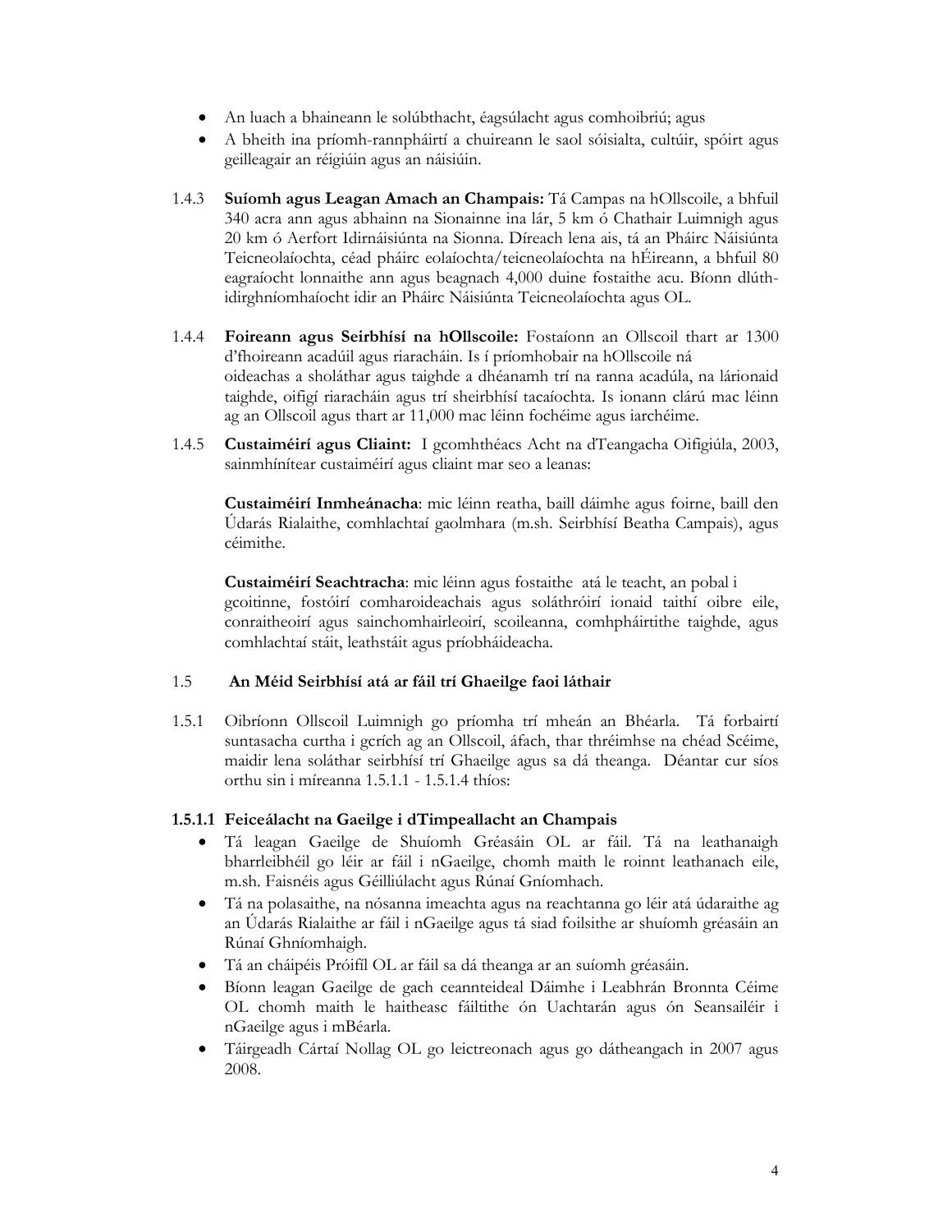- An luach a bhaineann le solúbthacht, éagsúlacht agus comhoibriú; agus
- A bheith ina príomh-rannpháirtí a chuireann le saol sóisialta, cultúir, spóirt agus geilleagair an réigiúin agus an náisiúin.

1.4.3 **Suíomh agus Leagan Amach an Champais:** Tá Campas na hOllscoile, a bhfuil 340 acra ann agus abhainn na Sionainne ina lár, 5 km ó Chathair Luimnigh agus 20 km ó Aerfort Idirnáisiúnta na Sionna. Díreach lena ais, tá an Pháirc Náisiúnta Teicneolaíochta, céad pháirc eolaíochta/teicneolaíochta na hÉireann, a bhfuil 80 eagraíocht lonnaithe ann agus beagnach 4,000 duine fostaithe acu. Bíonn dlúth-idirghníomhaíocht idir an Pháirc Náisiúnta Teicneolaíochta agus OL.

1.4.4 **Foireann agus Seirbhísí na hOllscoile:** Fostaíonn an Ollscoil thart ar 1300 d'fhoireann acadúil agus riaracháin. Is í príomhobair na hOllscoile ná oideachas a sholáthar agus taighde a dhéanamh trí na ranna acadúla, na lárionaid taighde, oifigí riaracháin agus trí sheirbhísí tacaíochta. Is ionann clárú mac léinn ag an Ollscoil agus thart ar 11,000 mac léinn fochéime agus iarchéime.

1.4.5 **Custaiméirí agus Cliaint:** I gcomhthéacs Acht na dTeangacha Oifigiúla, 2003, sainmhínítear custaiméirí agus cliaint mar seo a leanas:

**Custaiméirí Inmheánacha**: mic léinn reatha, baill dáimhe agus foirne, baill den Údarás Rialaithe, comhlachtaí gaolmhara (m.sh. Seirbhísí Beatha Campais), agus céimithe.

**Custaiméirí Seachtracha**: mic léinn agus fostaithe atá le teacht, an pobal i gcoitinne, fostóirí comharoideachais agus soláthróirí ionaid taithí oibre eile, conraitheoirí agus sainchomhairleoirí, scoileanna, comhpháirtithe taighde, agus comhlachtaí stáit, leathstáit agus príobháideacha.

## 1.5 An Méid Seirbhísí atá ar fáil trí Ghaeilge faoi láthair

1.5.1 Oibríonn Ollscoil Luimnigh go príomha trí mheán an Bhéarla. Tá forbairtí suntasacha curtha i gcrích ag an Ollscoil, áfach, thar thréimhse na chéad Scéime, maidir lena soláthar seirbhísí trí Ghaeilge agus sa dá theanga. Déantar cur síos orthu sin i míreanna 1.5.1.1 - 1.5.1.4 thíos:

### 1.5.1.1 Feiceálacht na Gaeilge i dTimpeallacht an Champais

- Tá leagan Gaeilge de Shuíomh Gréasáin OL ar fáil. Tá na leathanaigh bharrleibhéil go léir ar fáil i nGaeilge, chomh maith le roinnt leathanach eile, m.sh. Faisnéis agus Géilliúlacht agus Rúnaí Gníomhach.
- Tá na polasaithe, na nósanna imeachta agus na reachtanna go léir atá údaraithe ag an Údarás Rialaithe ar fáil i nGaeilge agus tá siad foilsithe ar shuíomh gréasáin an Rúnaí Ghníomhaigh.
- Tá an cháipéis Próifíl OL ar fáil sa dá theanga ar an suíomh gréasáin.
- Bíonn leagan Gaeilge de gach ceannteideal Dáimhe i Leabhrán Bronnta Céime OL chomh maith le haitheasc fáiltithe ón Uachtarán agus ón Seansailéir i nGaeilge agus i mBéarla.
- Táirgeadh Cártaí Nollag OL go leictreonach agus go dátheangach in 2007 agus 2008.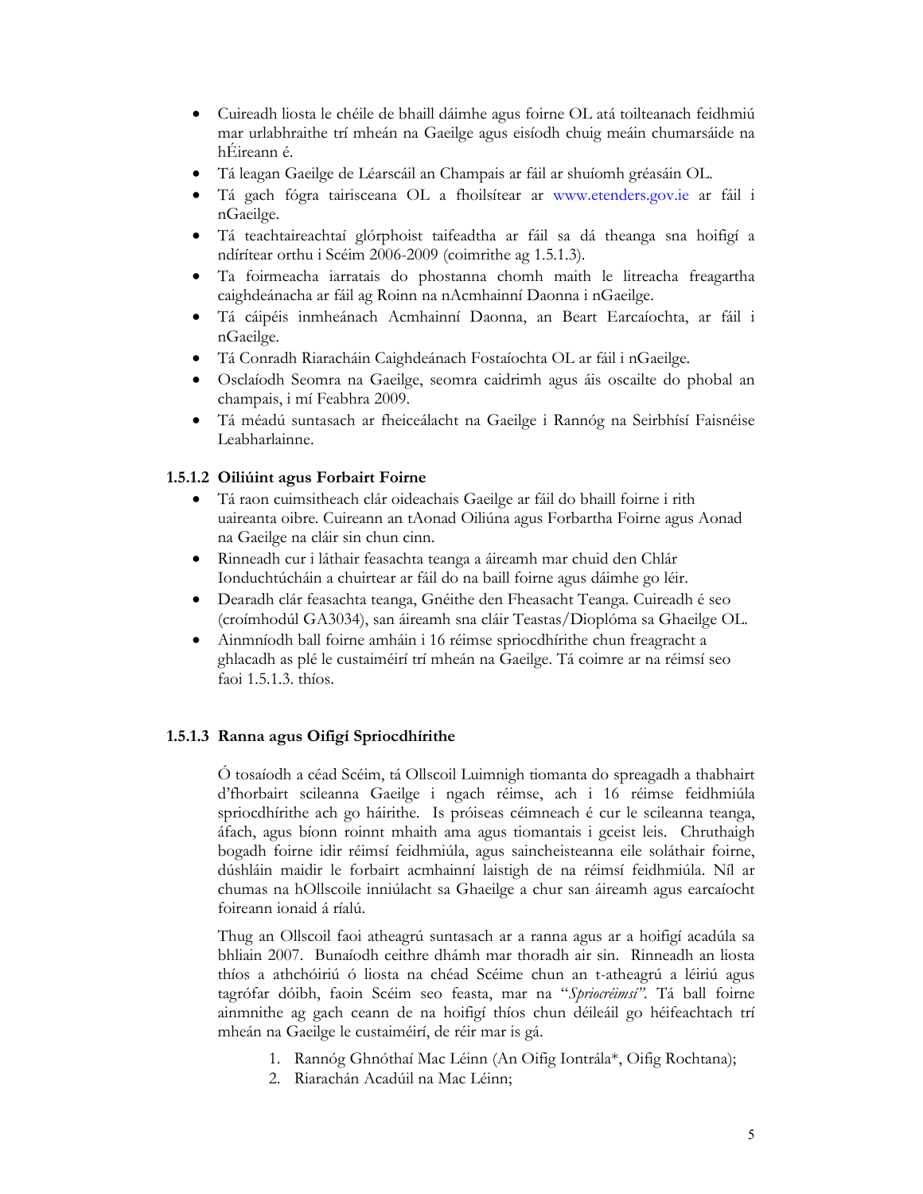- Cuireadh liosta le chéile de bhaill dáimhe agus foirne OL atá toilteanach feidhmiú mar urlabhraithe trí mheán na Gaeilge agus eisíodh chuig meáin chumarsáide na hÉireann é.
- Tá leagan Gaeilge de Léarscáil an Champais ar fáil ar shuíomh gréasáin OL.
- Tá gach fógra tairisceana OL a fhoilsítear ar www.etenders.gov.ie ar fáil i nGaeilge.
- Tá teachtaireachtaí glórphoist taifeadtha ar fáil sa dá theanga sna hoifigí a ndírítear orthu i Scéim 2006-2009 (coimrithe ag 1.5.1.3).
- Ta foirmeacha iarratais do phostanna chomh maith le litreacha freagartha caighdeánacha ar fáil ag Roinn na nAcmhainní Daonna i nGaeilge.
- Tá cáipéis inmheánach Acmhainní Daonna, an Beart Earcaíochta, ar fáil i nGaeilge.
- Tá Conradh Riaracháin Caighdeánach Fostaíochta OL ar fáil i nGaeilge.
- Osclaíodh Seomra na Gaeilge, seomra caidrimh agus áis oscailte do phobal an champais, i mí Feabhra 2009.
- Tá méadú suntasach ar fheiceálacht na Gaeilge i Rannóg na Seirbhísí Faisnéise Leabharlainne.

### 1.5.1.2 Oiliúint agus Forbairt Foirne

- Tá raon cuimsitheach clár oideachais Gaeilge ar fáil do bhaill foirne i rith uaireanta oibre. Cuireann an tAonad Oiliúna agus Forbartha Foirne agus Aonad na Gaeilge na cláir sin chun cinn.
- Rinneadh cur i láthair feasachta teanga a áireamh mar chuid den Chlár Ionduchtúcháin a chuirtear ar fáil do na baill foirne agus dáimhe go léir.
- Dearadh clár feasachta teanga, Gnéithe den Fheasacht Teanga. Cuireadh é seo (croímhodúl GA3034), san áireamh sna cláir Teastas/Dioplóma sa Ghaeilge OL.
- Ainmníodh ball foirne amháin i 16 réimse spriocdhírithe chun freagracht a ghlacadh as plé le custaiméirí trí mheán na Gaeilge. Tá coimre ar na réimsí seo faoi 1.5.1.3. thíos.

### 1.5.1.3 Ranna agus Oifigí Spriocdhírithe

Ó tosaíodh a céad Scéim, tá Ollscoil Luimnigh tiomanta do spreagadh a thabhairt d'fhorbairt scileanna Gaeilge i ngach réimse, ach i 16 réimse feidhmiúla spriocdhírithe ach go háirithe. Is próiseas céimneach é cur le scileanna teanga, áfach, agus bíonn roinnt mhaith ama agus tiomantais i gceist leis. Chruthaigh bogadh foirne idir réimsí feidhmiúla, agus saincheisteanna eile soláthair foirne, dúshláin maidir le forbairt acmhainní laistigh de na réimsí feidhmiúla. Níl ar chumas na hOllscoile inniúlacht sa Ghaeilge a chur san áireamh agus earcaíocht foireann ionaid á rialú.

Thug an Ollscoil faoi atheagrú suntasach ar a ranna agus ar a hoifigí acadúla sa bhliain 2007. Bunaíodh ceithre dhámh mar thoradh air sin. Rinneadh an liosta thíos a athchóiriú ó liosta na chéad Scéime chun an t-atheagrú a léiriú agus tagrófar dóibh, faoin Scéim seo feasta, mar na "*Spriocréimsí*". Tá ball foirne ainmnithe ag gach ceann de na hoifigí thíos chun déileáil go héifeachtach trí mheán na Gaeilge le custaiméirí, de réir mar is gá.

1. Rannóg Ghnóthaí Mac Léinn (An Oifig Iontrála*, Oifig Rochtana);
2. Riarachán Acadúil na Mac Léinn;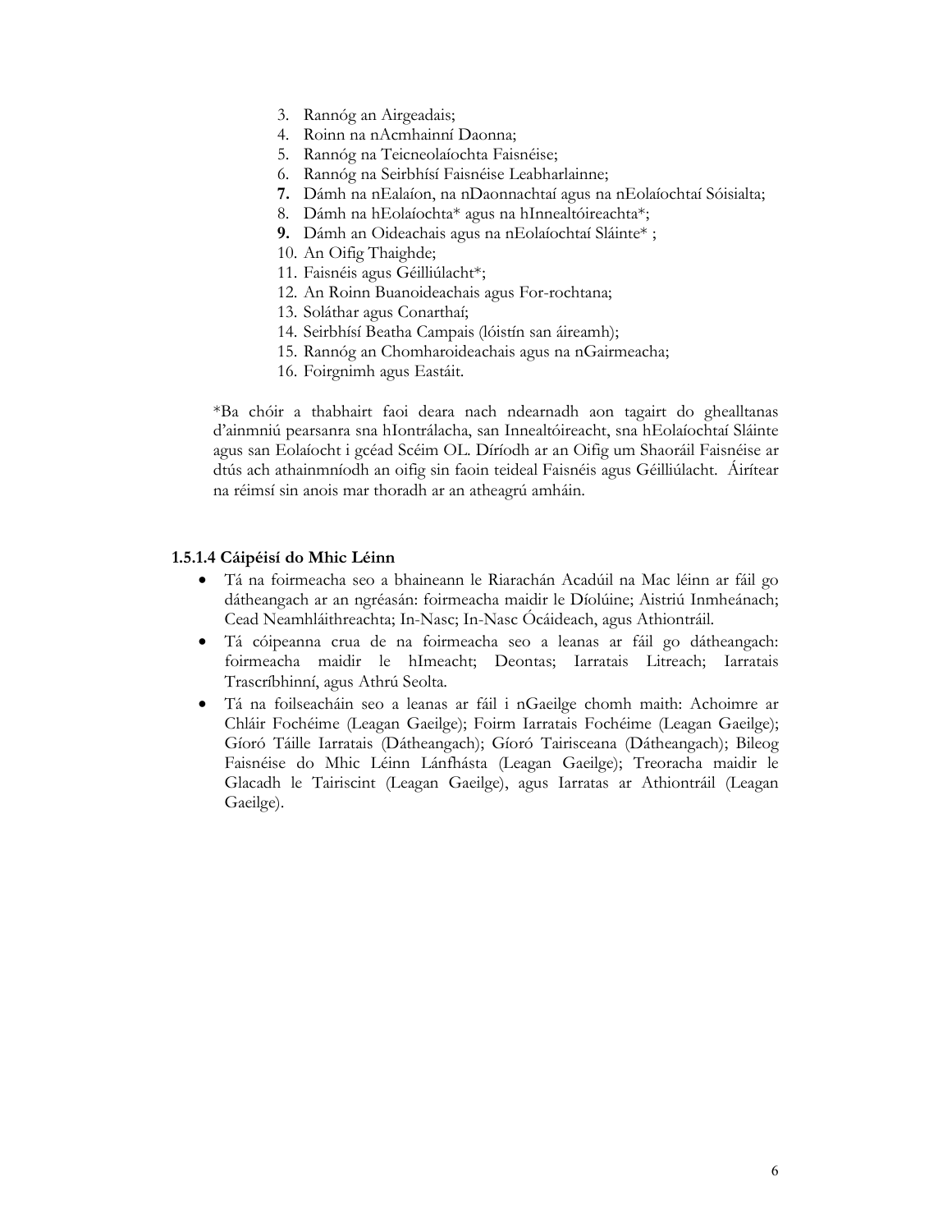3. Rannóg an Airgeadais;
4. Roinn na nAcmhainní Daonna;
5. Rannóg na Teicneolaíochta Faisnéise;
6. Rannóg na Seirbhísí Faisnéise Leabharlainne;
7. Dámh na nEalaíon, na nDaonnachtaí agus na nEolaíochtaí Sóisialta;
8. Dámh na hEolaíochta* agus na hInnealtóireachta*;
9. Dámh an Oideachais agus na nEolaíochtaí Sláinte* ;
10. An Oifig Thaighde;
11. Faisnéis agus Géilliúlacht*;
12. An Roinn Buanoideachais agus For-rochtana;
13. Soláthar agus Conarthaí;
14. Seirbhísí Beatha Campais (lóistín san áireamh);
15. Rannóg an Chomharoideachais agus na nGairmeacha;
16. Foirgnimh agus Eastáit.

*Ba chóir a thabhairt faoi deara nach ndearnadh aon tagairt do ghealltanas d'ainmniú pearsanra sna hIontrálacha, san Innealtóireacht, sna hEolaíochtaí Sláinte agus san Eolaíocht i gcéad Scéim OL. Díríodh ar an Oifig um Shaoráil Faisnéise ar dtús ach athainmníodh an oifig sin faoin teideal Faisnéis agus Géilliúlacht. Áirítear na réimsí sin anois mar thoradh ar an atheagrú amháin.

### 1.5.1.4 Cáipéisí do Mhic Léinn

- Tá na foirmeacha seo a bhaineann le Riarachán Acadúil na Mac léinn ar fáil go dátheangach ar an ngréasán: foirmeacha maidir le Díolúine; Aistriú Inmheánach; Cead Neamhláithreachta; In-Nasc; In-Nasc Ócáideach, agus Athiontráil.
- Tá cóipeanna crua de na foirmeacha seo a leanas ar fáil go dátheangach: foirmeacha maidir le hImeacht; Deontas; Iarratais Litreach; Iarratais Trascríbhinní, agus Athrú Seolta.
- Tá na foilseacháin seo a leanas ar fáil i nGaeilge chomh maith: Achoimre ar Chláir Fochéime (Leagan Gaeilge); Foirm Iarratais Fochéime (Leagan Gaeilge); Gíoró Táille Iarratais (Dátheangach); Gíoró Tairisceana (Dátheangach); Bileog Faisnéise do Mhic Léinn Lánfhásta (Leagan Gaeilge); Treoracha maidir le Glacadh le Tairiscint (Leagan Gaeilge), agus Iarratas ar Athiontráil (Leagan Gaeilge).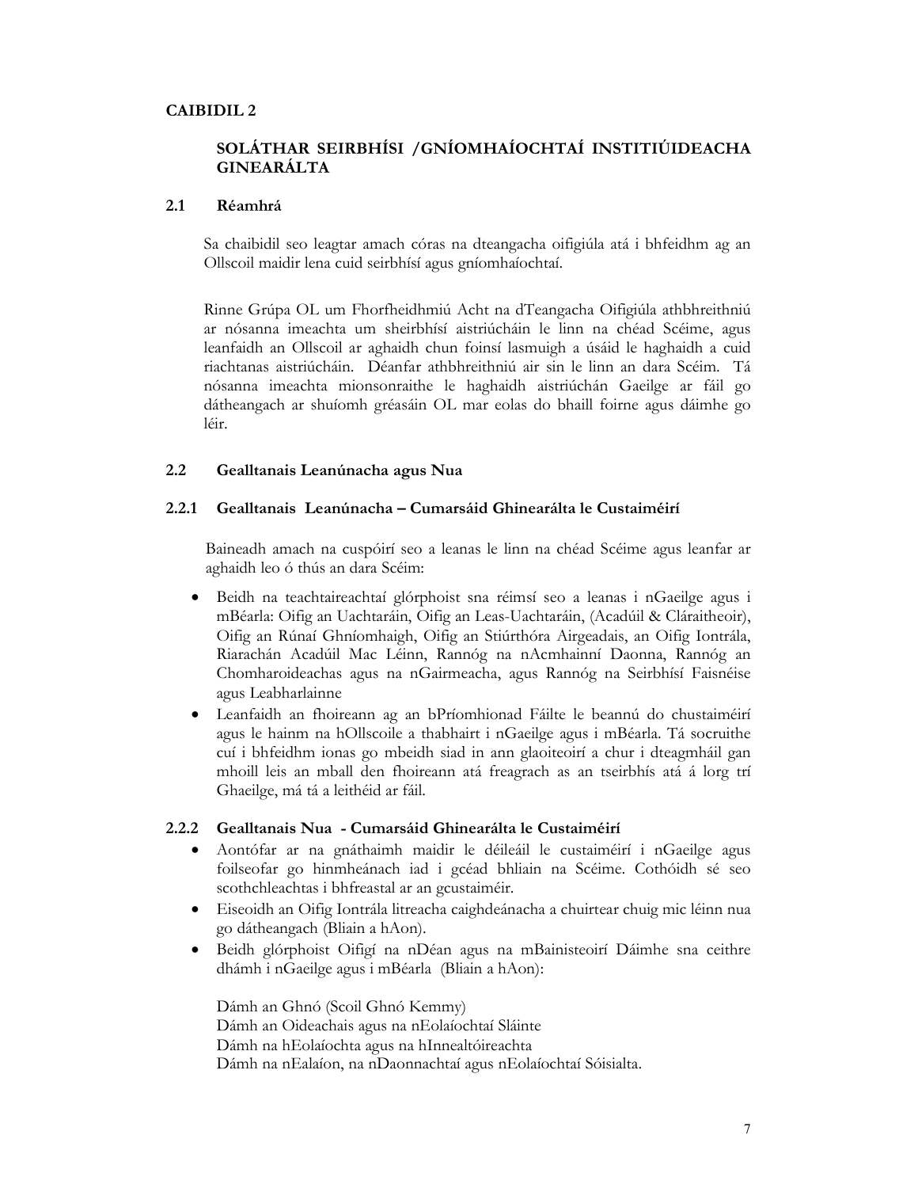## CAIBIDIL 2

### SOLÁTHAR SEIRBHÍSI /GNÍOMHAÍOCHTAÍ INSTITIÚIDEACHA GINEARÁLTA

### 2.1 Réamhrá

Sa chaibidil seo leagtar amach córas na dteangacha oifigiúla atá i bhfeidhm ag an Ollscoil maidir lena cuid seirbhísí agus gníomhaíochtaí.

Rinne Grúpa OL um Fhorfheidhmiú Acht na dTeangacha Oifigiúla athbhreithniú ar nósanna imeachta um sheirbhísí aistriúcháin le linn na chéad Scéime, agus leanfaidh an Ollscoil ar aghaidh chun foinsí lasmuigh a úsáid le haghaidh a cuid riachtanas aistriúcháin. Déanfar athbhreithniú air sin le linn an dara Scéim. Tá nósanna imeachta mionsonraithe le haghaidh aistriúchán Gaeilge ar fáil go dátheangach ar shuíomh gréasáin OL mar eolas do bhaill foirne agus dáimhe go léir.

### 2.2 Gealltanais Leanúnacha agus Nua

#### 2.2.1 Gealltanais Leanúnacha – Cumarsáid Ghinearálta le Custaiméirí

Baineadh amach na cuspóirí seo a leanas le linn na chéad Scéime agus leanfar ar aghaidh leo ó thús an dara Scéim:

- Beidh na teachtaireachtaí glórphoist sna réimsí seo a leanas i nGaeilge agus i mBéarla: Oifig an Uachtaráin, Oifig an Leas-Uachtaráin, (Acadúil & Cláraitheoir), Oifig an Rúnaí Ghníomhaigh, Oifig an Stiúrthóra Airgeadais, an Oifig Iontrála, Riarachán Acadúil Mac Léinn, Rannóg na nAcmhainní Daonna, Rannóg an Chomharoideachas agus na nGairmeacha, agus Rannóg na Seirbhísí Faisnéise agus Leabharlainne
- Leanfaidh an fhoireann ag an bPríomhionad Fáilte le beannú do chustaiméirí agus le hainm na hOllscoile a thabhairt i nGaeilge agus i mBéarla. Tá socruithe cuí i bhfeidhm ionas go mbeidh siad in ann glaoiteoirí a chur i dteagmháil gan mhoill leis an mball den fhoireann atá freagrach as an tseirbhís atá á lorg trí Ghaeilge, má tá a leithéid ar fáil.

#### 2.2.2 Gealltanais Nua - Cumarsáid Ghinearálta le Custaiméirí

- Aontófar ar na gnáthaimh maidir le déileáil le custaiméirí i nGaeilge agus foilseofar go hinmheánach iad i gcéad bhliain na Scéime. Cothóidh sé seo scothchleachtas i bhfreastal ar an gcustaiméir.
- Eiseoidh an Oifig Iontrála litreacha caighdeánacha a chuirtear chuig mic léinn nua go dátheangach (Bliain a hAon).
- Beidh glórphoist Oifigí na nDéan agus na mBainisteoirí Dáimhe sna ceithre dhámh i nGaeilge agus i mBéarla (Bliain a hAon):

  Dámh an Ghnó (Scoil Ghnó Kemmy)
  Dámh an Oideachais agus na nEolaíochtaí Sláinte
  Dámh na hEolaíochta agus na hInnealtóireachta
  Dámh na nEalaíon, na nDaonnachtaí agus nEolaíochtaí Sóisialta.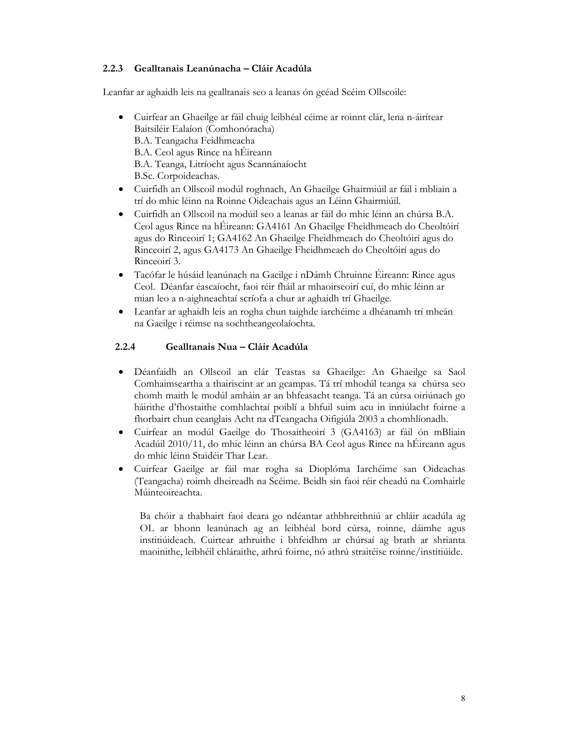### 2.2.3 Gealltanais Leanúnacha – Cláir Acadúla

Leanfar ar aghaidh leis na gealltanais seo a leanas ón gcéad Scéim Ollscoile:

- Cuirfear an Ghaeilge ar fáil chuig leibhéal céime ar roinnt clár, lena n-áirítear Baitsiléir Ealaíon (Comhonóracha)
  B.A. Teangacha Feidhmeacha
  B.A. Ceol agus Rince na hÉireann
  B.A. Teanga, Litríocht agus Scannánaíocht
  B.Sc. Corpoideachas.
- Cuirfidh an Ollscoil modúl roghnach, An Ghaeilge Ghairmiúil ar fáil i mbliain a trí do mhic léinn na Roinne Oideachais agus an Léinn Ghairmiúil.
- Cuirfidh an Ollscoil na modúil seo a leanas ar fáil do mhic léinn an chúrsa B.A. Ceol agus Rince na hÉireann: GA4161 An Ghaeilge Fheidhmeach do Cheoltóirí agus do Rinceoirí 1; GA4162 An Ghaeilge Fheidhmeach do Cheoltóirí agus do Rinceoirí 2, agus GA4173 An Ghaeilge Fheidhmeach do Cheoltóirí agus do Rinceoirí 3.
- Tacófar le húsáid leanúnach na Gaeilge i nDámh Chruinne Éireann: Rince agus Ceol. Déanfar éascaíocht, faoi réir fháil ar mhaoirseoirí cuí, do mhic léinn ar mian leo a n-aighneachtaí scríofa a chur ar aghaidh trí Ghaeilge.
- Leanfar ar aghaidh leis an rogha chun taighde iarchéime a dhéanamh trí mheán na Gaeilge i réimse na sochtheangeolaíochta.

### 2.2.4 Gealltanais Nua – Cláir Acadúla

- Déanfaidh an Ollscoil an clár Teastas sa Ghaeilge: An Ghaeilge sa Saol Comhaimseartha a thairiscint ar an gcampas. Tá trí mhodúl teanga sa chúrsa seo chomh maith le modúl amháin ar an bhfeasacht teanga. Tá an cúrsa oiriúnach go háirithe d'fhostaithe comhlachtaí poiblí a bhfuil suim acu in inniúlacht foirne a fhorbairt chun ceanglais Acht na dTeangacha Oifigiúla 2003 a chomhlíonadh.
- Cuirfear an modúl Gaeilge do Thosaitheoirí 3 (GA4163) ar fáil ón mBliain Acadúil 2010/11, do mhic léinn an chúrsa BA Ceol agus Rince na hÉireann agus do mhic léinn Staidéir Thar Lear.
- Cuirfear Gaeilge ar fáil mar rogha sa Dioplóma Iarchéime san Oideachas (Teangacha) roimh dheireadh na Scéime. Beidh sin faoi réir cheadú na Comhairle Múinteoireachta.

Ba chóir a thabhairt faoi deara go ndéantar athbhreithniú ar chláir acadúla ag OL ar bhonn leanúnach ag an leibhéal bord cúrsa, roinne, dáimhe agus institiúideach. Cuirtear athruithe i bhfeidhm ar chúrsaí ag brath ar shrianta maoinithe, leibhéil chláraithe, athrú foirne, nó athrú straitéise roinne/institiúide.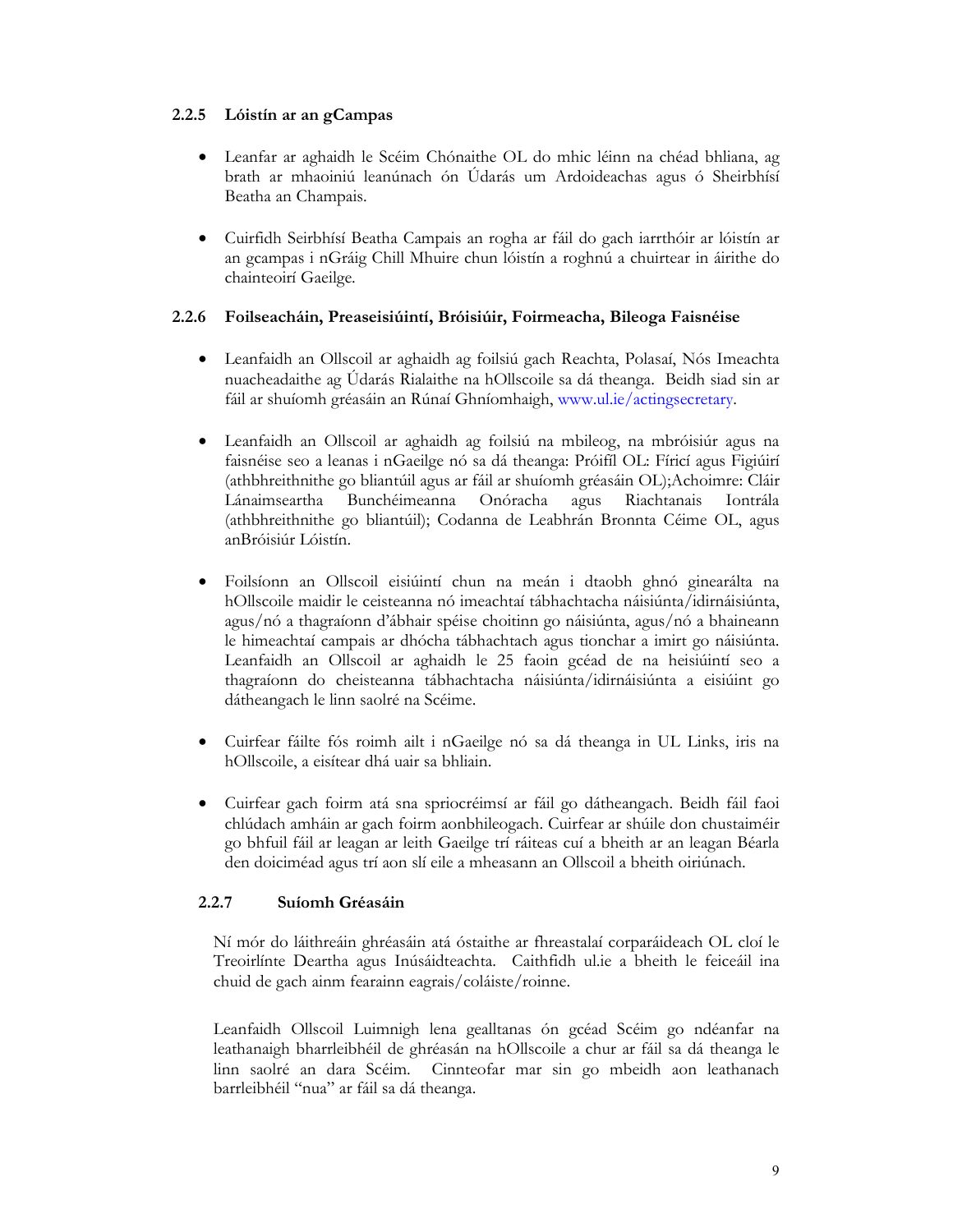### 2.2.5 Lóistín ar an gCampas

- Leanfar ar aghaidh le Scéim Chónaithe OL do mhic léinn na chéad bhliana, ag brath ar mhaoiniú leanúnach ón Údarás um Ardoideachas agus ó Sheirbhísí Beatha an Champais.
- Cuirfidh Seirbhísí Beatha Campais an rogha ar fáil do gach iarrthóir ar lóistín ar an gcampas i nGráig Chill Mhuire chun lóistín a roghnú a chuirtear in áirithe do chainteoirí Gaeilge.

### 2.2.6 Foilseacháin, Preaseisiúintí, Bróisiúir, Foirmeacha, Bileoga Faisnéise

- Leanfaidh an Ollscoil ar aghaidh ag foilsiú gach Reachta, Polasaí, Nós Imeachta nuacheadaithe ag Údarás Rialaithe na hOllscoile sa dá theanga. Beidh siad sin ar fáil ar shuíomh gréasáin an Rúnaí Ghníomhaigh, www.ul.ie/actingsecretary.
- Leanfaidh an Ollscoil ar aghaidh ag foilsiú na mbileog, na mbróisiúr agus na faisnéise seo a leanas i nGaeilge nó sa dá theanga: Próifíl OL: Fíricí agus Figiúirí (athbhreithnithe go bliantúil agus ar fáil ar shuíomh gréasáin OL);Achoimre: Cláir Lánaimseartha Bunchéimeanna Onóracha agus Riachtanais Iontrála (athbhreithnithe go bliantúil); Codanna de Leabhrán Bronnta Céime OL, agus anBróisiúr Lóistín.
- Foilsíonn an Ollscoil eisiúintí chun na meán i dtaobh ghnó ginearálta na hOllscoile maidir le ceisteanna nó imeachtaí tábhachtacha náisiúnta/idirnáisiúnta, agus/nó a thagraíonn d'ábhair spéise choitinn go náisiúnta, agus/nó a bhaineann le himeachtaí campais ar dhócha tábhachtach agus tionchar a imirt go náisiúnta. Leanfaidh an Ollscoil ar aghaidh le 25 faoin gcéad de na heisiúintí seo a thagraíonn do cheisteanna tábhachtacha náisiúnta/idirnáisiúnta a eisiúint go dátheangach le linn saolré na Scéime.
- Cuirfear fáilte fós roimh ailt i nGaeilge nó sa dá theanga in UL Links, iris na hOllscoile, a eisítear dhá uair sa bhliain.
- Cuirfear gach foirm atá sna spriocréimsí ar fáil go dátheangach. Beidh fáil faoi chlúdach amháin ar gach foirm aonbhileogach. Cuirfear ar shúile don chustaiméir go bhfuil fáil ar leagan ar leith Gaeilge trí ráiteas cuí a bheith ar an leagan Béarla den doiciméad agus trí aon slí eile a mheasann an Ollscoil a bheith oiriúnach.

### 2.2.7 Suíomh Gréasáin

Ní mór do láithreáin ghréasáin atá óstaithe ar fhreastalaí corparáideach OL cloí le Treoirlínte Deartha agus Inúsáidteachta. Caithfidh ul.ie a bheith le feiceáil ina chuid de gach ainm fearainn eagrais/coláiste/roinne.

Leanfaidh Ollscoil Luimnigh lena gealltanas ón gcéad Scéim go ndéanfar na leathanaigh bharrleibhéil de ghréasán na hOllscoile a chur ar fáil sa dá theanga le linn saolré an dara Scéim. Cinnteofar mar sin go mbeidh aon leathanach barrleibhéil "nua" ar fáil sa dá theanga.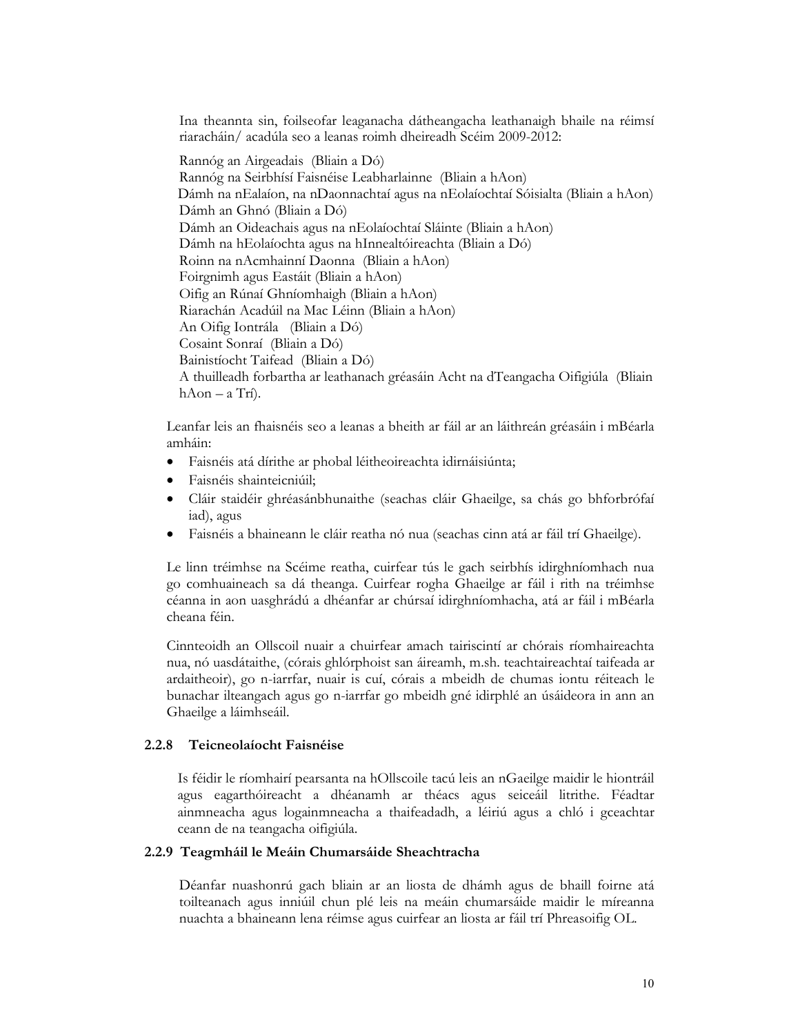Ina theannta sin, foilseofar leaganacha dátheangacha leathanaigh bhaile na réimsí riaracháin/ acadúla seo a leanas roimh dheireadh Scéim 2009-2012:

Rannóg an Airgeadais (Bliain a Dó)
Rannóg na Seirbhísí Faisnéise Leabharlainne (Bliain a hAon)
Dámh na nEalaíon, na nDaonnachtaí agus na nEolaíochtaí Sóisialta (Bliain a hAon)
Dámh an Ghnó (Bliain a Dó)
Dámh an Oideachais agus na nEolaíochtaí Sláinte (Bliain a hAon)
Dámh na hEolaíochta agus na hInnealtóireachta (Bliain a Dó)
Roinn na nAcmhainní Daonna (Bliain a hAon)
Foirgnimh agus Eastáit (Bliain a hAon)
Oifig an Rúnaí Ghníomhaigh (Bliain a hAon)
Riarachán Acadúil na Mac Léinn (Bliain a hAon)
An Oifig Iontrála (Bliain a Dó)
Cosaint Sonraí (Bliain a Dó)
Bainistíocht Taifead (Bliain a Dó)
A thuilleadh forbartha ar leathanach gréasáin Acht na dTeangacha Oifigiúla (Bliain hAon – a Trí).

Leanfar leis an fhaisnéis seo a leanas a bheith ar fáil ar an láithreán gréasáin i mBéarla amháin:

- Faisnéis atá dírithe ar phobal léitheoireachta idirnáisiúnta;
- Faisnéis shainteicniúil;
- Cláir staidéir ghréasánbhunaithe (seachas cláir Ghaeilge, sa chás go bhforbrófaí iad), agus
- Faisnéis a bhaineann le cláir reatha nó nua (seachas cinn atá ar fáil trí Ghaeilge).

Le linn tréimhse na Scéime reatha, cuirfear tús le gach seirbhís idirghníomhach nua go comhuaineach sa dá theanga. Cuirfear rogha Ghaeilge ar fáil i rith na tréimhse céanna in aon uasghrádú a dhéanfar ar chúrsaí idirghníomhacha, atá ar fáil i mBéarla cheana féin.

Cinnteoidh an Ollscoil nuair a chuirfear amach tairiscintí ar chórais ríomhaireachta nua, nó uasdátaithe, (córais ghlórphoist san áireamh, m.sh. teachtaireachtaí taifeada ar ardaitheoir), go n-iarrfar, nuair is cuí, córais a mbeidh de chumas iontu réiteach le bunachar ilteangach agus go n-iarrfar go mbeidh gné idirphlé an úsáideora in ann an Ghaeilge a láimhseáil.

### 2.2.8 Teicneolaíocht Faisnéise

Is féidir le ríomhairí pearsanta na hOllscoile tacú leis an nGaeilge maidir le hiontráil agus eagarthóireacht a dhéanamh ar théacs agus seiceáil litrithe. Féadtar ainmneacha agus logainmneacha a thaifeadadh, a léiriú agus a chló i gceachtar ceann de na teangacha oifigiúla.

### 2.2.9 Teagmháil le Meáin Chumarsáide Sheachtracha

Déanfar nuashonrú gach bliain ar an liosta de dhámh agus de bhaill foirne atá toilteanach agus inniúil chun plé leis na meáin chumarsáide maidir le míreanna nuachta a bhaineann lena réimse agus cuirfear an liosta ar fáil trí Phreasoifig OL.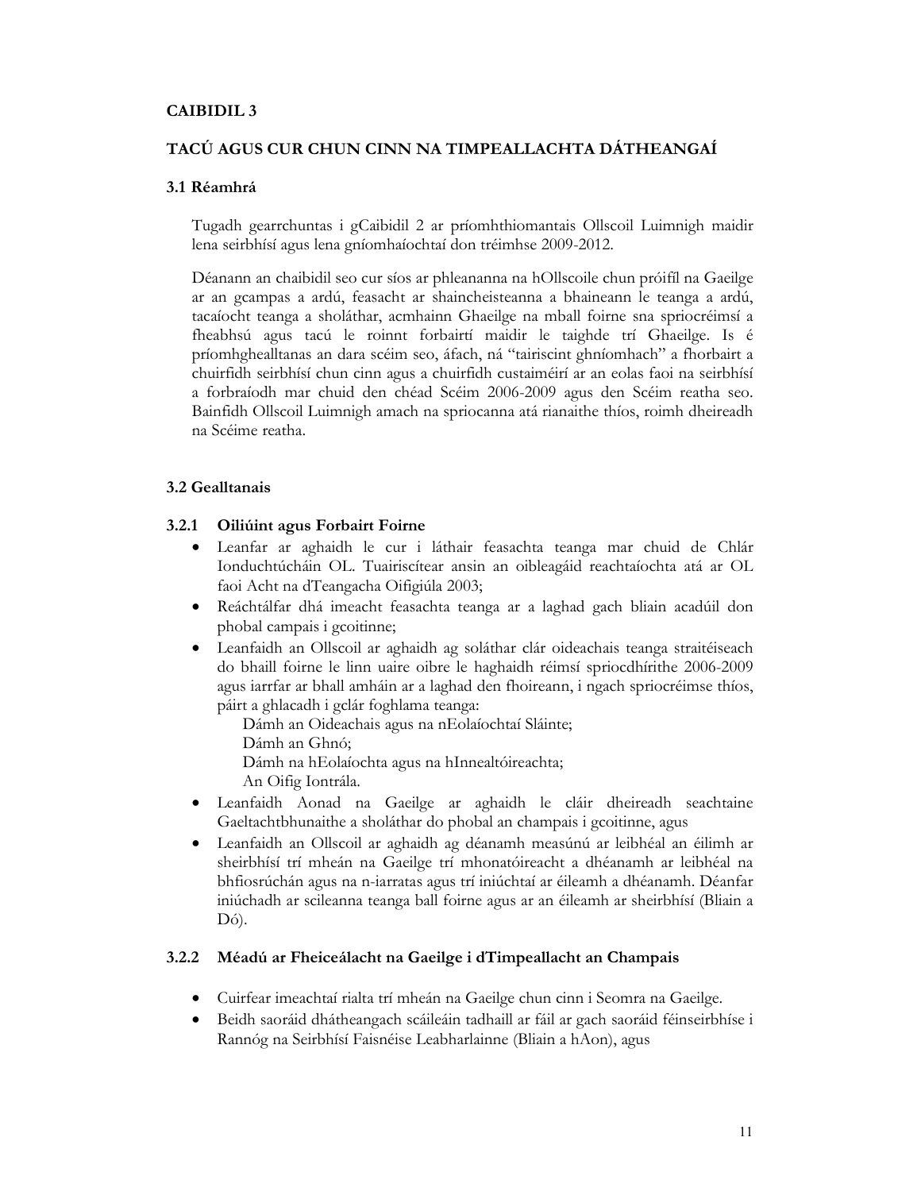# CAIBIDIL 3

## TACÚ AGUS CUR CHUN CINN NA TIMPEALLACHTA DÁTHEANGAÍ

### 3.1 Réamhrá

Tugadh gearrchuntas i gCaibidil 2 ar príomhthiomantais Ollscoil Luimnigh maidir lena seirbhísí agus lena gníomhaíochtaí don tréimhse 2009-2012.

Déanann an chaibidil seo cur síos ar phleananna na hOllscoile chun próifíl na Gaeilge ar an gcampas a ardú, feasacht ar shaincheisteanna a bhaineann le teanga a ardú, tacaíocht teanga a sholáthar, acmhainn Ghaeilge na mball foirne sna spriocréimsí a fheabhsú agus tacú le roinnt forbairtí maidir le taighde trí Ghaeilge. Is é príomhghealltanas an dara scéim seo, áfach, ná "tairiscint ghníomhach" a fhorbairt a chuirfidh seirbhísí chun cinn agus a chuirfidh custaiméirí ar an eolas faoi na seirbhísí a forbraíodh mar chuid den chéad Scéim 2006-2009 agus den Scéim reatha seo. Bainfidh Ollscoil Luimnigh amach na spriocanna atá rianaithe thíos, roimh dheireadh na Scéime reatha.

### 3.2 Gealltanais

#### 3.2.1 Oiliúint agus Forbairt Foirne

- Leanfar ar aghaidh le cur i láthair feasachta teanga mar chuid de Chlár Ionduchtúcháin OL. Tuairiscítear ansin an oibleagáid reachtaíochta atá ar OL faoi Acht na dTeangacha Oifigiúla 2003;
- Reáchtálfar dhá imeacht feasachta teanga ar a laghad gach bliain acadúil don phobal campais i gcoitinne;
- Leanfaidh an Ollscoil ar aghaidh ag soláthar clár oideachais teanga straitéiseach do bhaill foirne le linn uaire oibre le haghaidh réimsí spriocdhírithe 2006-2009 agus iarrfar ar bhall amháin ar a laghad den fhoireann, i ngach spriocréimse thíos, páirt a ghlacadh i gclár foghlama teanga:
  - Dámh an Oideachais agus na nEolaíochtaí Sláinte;
  - Dámh an Ghnó;
  - Dámh na hEolaíochta agus na hInnealtóireachta;
  - An Oifig Iontrála.
- Leanfaidh Aonad na Gaeilge ar aghaidh le cláir dheireadh seachtaine Gaeltachtbhunaithe a sholáthar do phobal an champais i gcoitinne, agus
- Leanfaidh an Ollscoil ar aghaidh ag déanamh measúnú ar leibhéal an éilimh ar sheirbhísí trí mheán na Gaeilge trí mhonatóireacht a dhéanamh ar leibhéal na bhfiosrúchán agus na n-iarratas agus trí iniúchtaí ar éileamh a dhéanamh. Déanfar iniúchadh ar scileanna teanga ball foirne agus ar an éileamh ar sheirbhísí (Bliain a Dó).

#### 3.2.2 Méadú ar Fheiceálacht na Gaeilge i dTimpeallacht an Champais

- Cuirfear imeachtaí rialta trí mheán na Gaeilge chun cinn i Seomra na Gaeilge.
- Beidh saoráid dhátheangach scáileáin tadhaill ar fáil ar gach saoráid féinseirbhíse i Rannóg na Seirbhísí Faisnéise Leabharlainne (Bliain a hAon), agus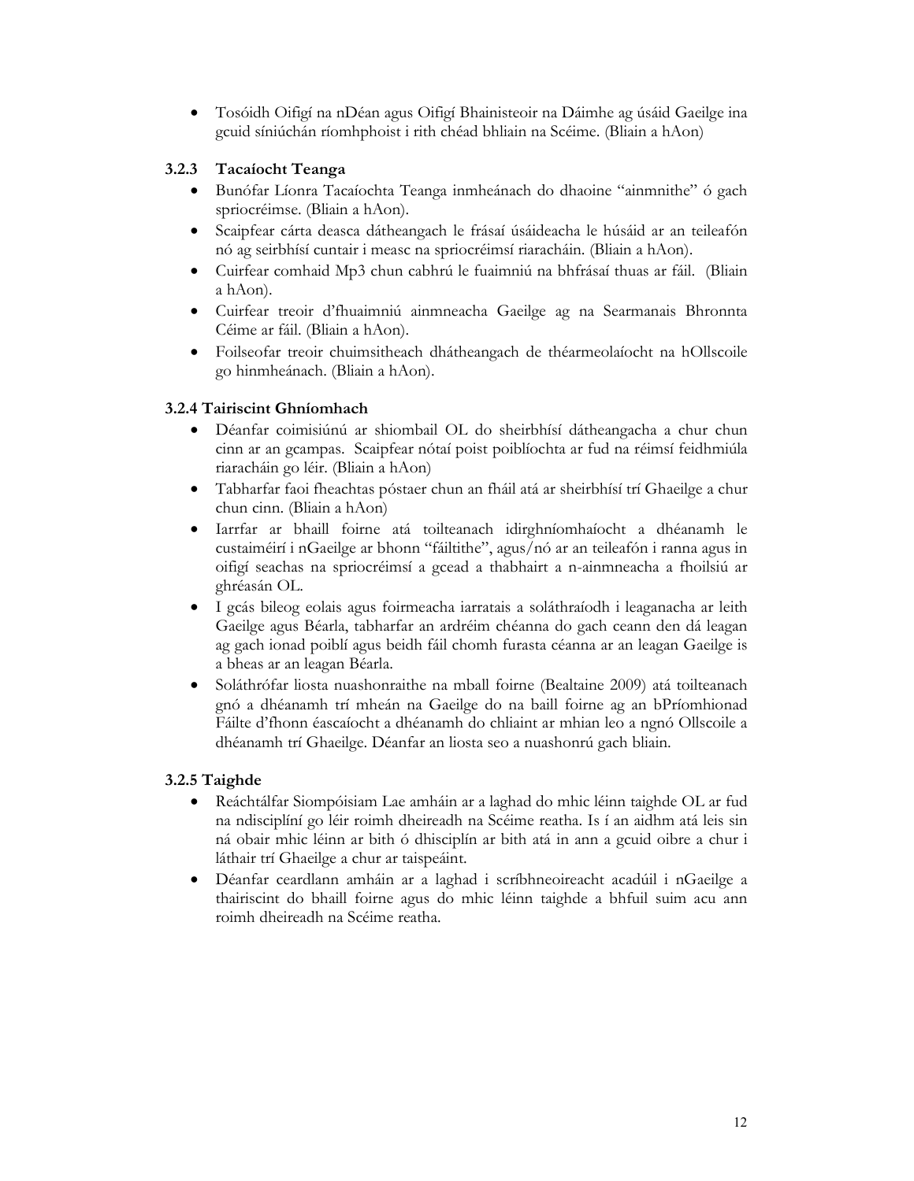- Tosóidh Oifigí na nDéan agus Oifigí Bhainisteoir na Dáimhe ag úsáid Gaeilge ina gcuid síniúchán ríomhphoist i rith chéad bhliain na Scéime. (Bliain a hAon)

### 3.2.3 Tacaíocht Teanga

- Bunófar Líonra Tacaíochta Teanga inmheánach do dhaoine "ainmnithe" ó gach spriocréimse. (Bliain a hAon).
- Scaipfear cárta deasca dátheangach le frásaí úsáideacha le húsáid ar an teileafón nó ag seirbhísí cuntair i measc na spriocréimsí riaracháin. (Bliain a hAon).
- Cuirfear comhaid Mp3 chun cabhrú le fuaimniú na bhfrásaí thuas ar fáil. (Bliain a hAon).
- Cuirfear treoir d'fhuaimniú ainmneacha Gaeilge ag na Searmanais Bhronnta Céime ar fáil. (Bliain a hAon).
- Foilseofar treoir chuimsitheach dhátheangach de théarmeolaíocht na hOllscoile go hinmheánach. (Bliain a hAon).

### 3.2.4 Tairiscint Ghníomhach

- Déanfar coimisiúnú ar shiombail OL do sheirbhísí dátheangacha a chur chun cinn ar an gcampas. Scaipfear nótaí poist poiblíochta ar fud na réimsí feidhmiúla riaracháin go léir. (Bliain a hAon)
- Tabharfar faoi fheachtas póstaer chun an fháil atá ar sheirbhísí trí Ghaeilge a chur chun cinn. (Bliain a hAon)
- Iarrfar ar bhaill foirne atá toilteanach idirghníomhaíocht a dhéanamh le custaiméirí i nGaeilge ar bhonn "fáiltithe", agus/nó ar an teileafón i ranna agus in oifigí seachas na spriocréimsí a gcead a thabhairt a n-ainmneacha a fhoilsiú ar ghréasán OL.
- I gcás bileog eolais agus foirmeacha iarratais a soláthraíodh i leaganacha ar leith Gaeilge agus Béarla, tabharfar an ardréim chéanna do gach ceann den dá leagan ag gach ionad poiblí agus beidh fáil chomh furasta céanna ar an leagan Gaeilge is a bheas ar an leagan Béarla.
- Soláthrófar liosta nuashonraithe na mball foirne (Bealtaine 2009) atá toilteanach gnó a dhéanamh trí mheán na Gaeilge do na baill foirne ag an bPríomhionad Fáilte d'fhonn éascaíocht a dhéanamh do chliaint ar mhian leo a ngnó Ollscoile a dhéanamh trí Ghaeilge. Déanfar an liosta seo a nuashonrú gach bliain.

### 3.2.5 Taighde

- Reáchtálfar Siompóisiam Lae amháin ar a laghad do mhic léinn taighde OL ar fud na ndisciplíní go léir roimh dheireadh na Scéime reatha. Is í an aidhm atá leis sin ná obair mhic léinn ar bith ó dhisciplín ar bith atá in ann a gcuid oibre a chur i láthair trí Ghaeilge a chur ar taispeáint.
- Déanfar ceardlann amháin ar a laghad i scríbhneoireacht acadúil i nGaeilge a thairiscint do bhaill foirne agus do mhic léinn taighde a bhfuil suim acu ann roimh dheireadh na Scéime reatha.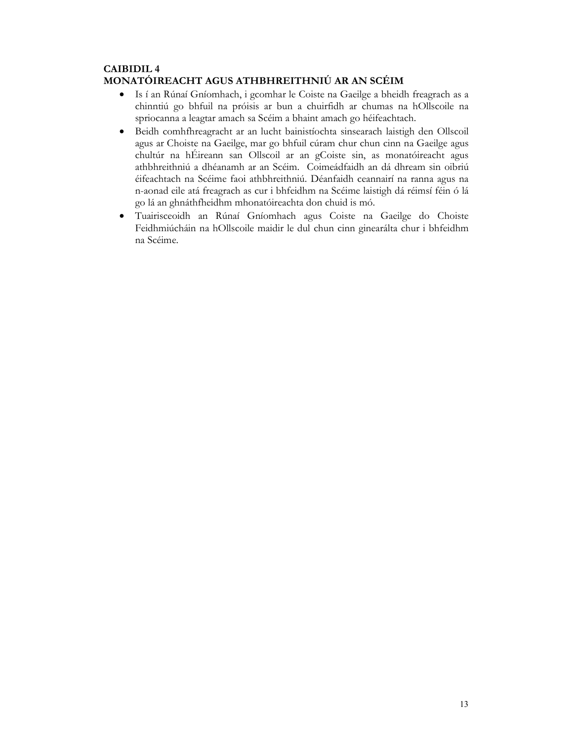## CAIBIDIL 4
## MONATÓIREACHT AGUS ATHBHREITHNIÚ AR AN SCÉIM

- Is í an Rúnaí Gníomhach, i gcomhar le Coiste na Gaeilge a bheidh freagrach as a chinntiú go bhfuil na próisis ar bun a chuirfidh ar chumas na hOllscoile na spriocanna a leagtar amach sa Scéim a bhaint amach go héifeachtach.
- Beidh comhfhreagracht ar an lucht bainistíochta sinsearach laistigh den Ollscoil agus ar Choiste na Gaeilge, mar go bhfuil cúram chur chun cinn na Gaeilge agus chultúr na hÉireann san Ollscoil ar an gCoiste sin, as monatóireacht agus athbhreithniú a dhéanamh ar an Scéim. Coimeádfaidh an dá dhream sin oibriú éifeachtach na Scéime faoi athbhreithniú. Déanfaidh ceannairí na ranna agus na n-aonad eile atá freagrach as cur i bhfeidhm na Scéime laistigh dá réimsí féin ó lá go lá an ghnáthfheidhm mhonatóireachta don chuid is mó.
- Tuairisceoidh an Rúnaí Gníomhach agus Coiste na Gaeilge do Choiste Feidhmiúcháin na hOllscoile maidir le dul chun cinn ginearálta chur i bhfeidhm na Scéime.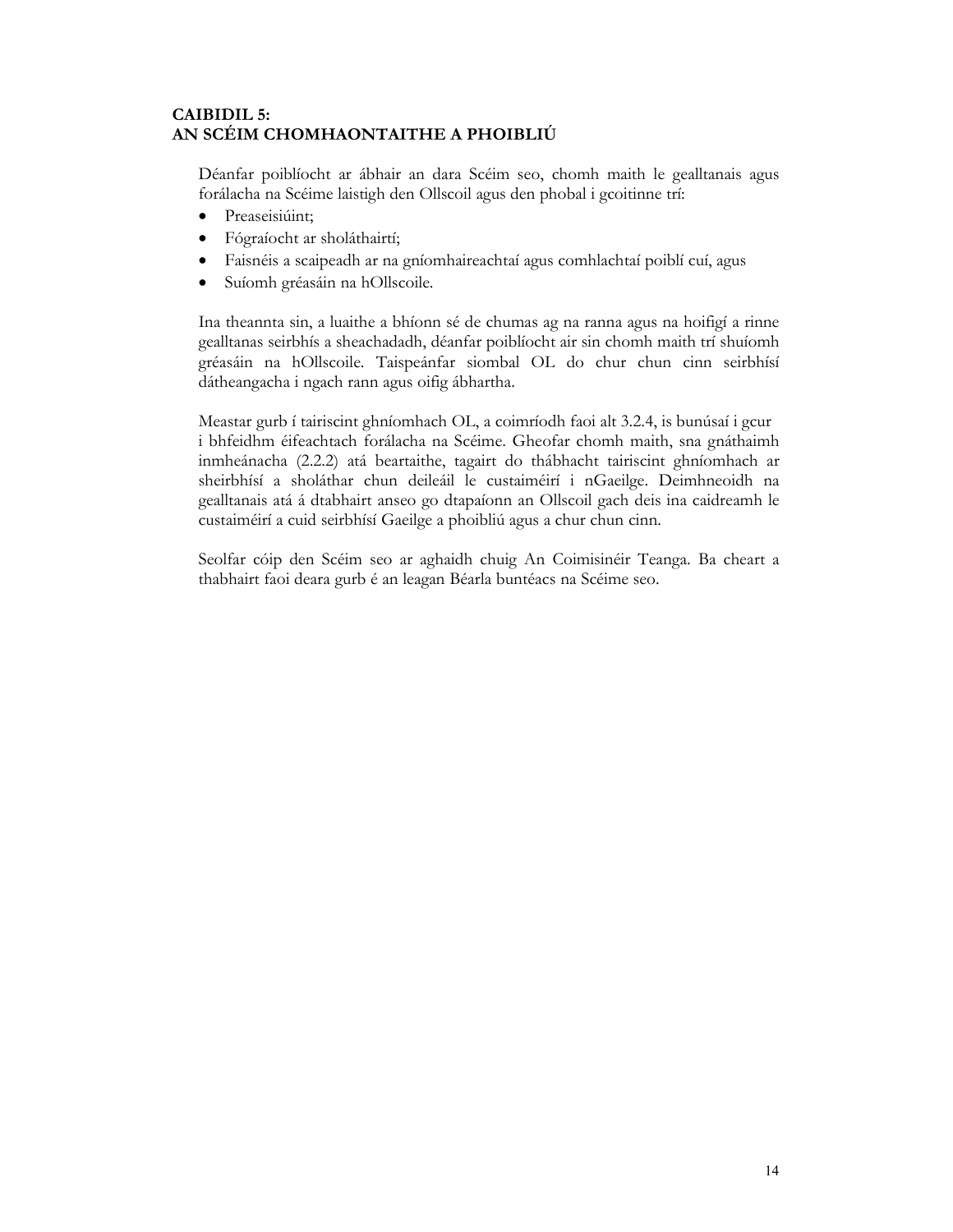## CAIBIDIL 5:
## AN SCÉIM CHOMHAONTAITHE A PHOIBLIÚ

Déanfar poiblíocht ar ábhair an dara Scéim seo, chomh maith le gealltanais agus forálacha na Scéime laistigh den Ollscoil agus den phobal i gcoitinne trí:

- Preaseisiúint;
- Fógraíocht ar sholáthairtí;
- Faisnéis a scaipeadh ar na gníomhaireachtaí agus comhlachtaí poiblí cuí, agus
- Suíomh gréasáin na hOllscoile.

Ina theannta sin, a luaithe a bhíonn sé de chumas ag na ranna agus na hoifigí a rinne gealltanas seirbhís a sheachadadh, déanfar poiblíocht air sin chomh maith trí shuíomh gréasáin na hOllscoile. Taispeánfar siombal OL do chur chun cinn seirbhísí dátheangacha i ngach rann agus oifig ábhartha.

Meastar gurb í tairiscint ghníomhach OL, a coimríodh faoi alt 3.2.4, is bunúsaí i gcur i bhfeidhm éifeachtach forálacha na Scéime. Gheofar chomh maith, sna gnáthaimh inmheánacha (2.2.2) atá beartaithe, tagairt do thábhacht tairiscint ghníomhach ar sheirbhísí a sholáthar chun deileáil le custaiméirí i nGaeilge. Deimhneoidh na gealltanais atá á dtabhairt anseo go dtapaíonn an Ollscoil gach deis ina caidreamh le custaiméirí a cuid seirbhísí Gaeilge a phoibliú agus a chur chun cinn.

Seolfar cóip den Scéim seo ar aghaidh chuig An Coimisinéir Teanga. Ba cheart a thabhairt faoi deara gurb é an leagan Béarla buntéacs na Scéime seo.